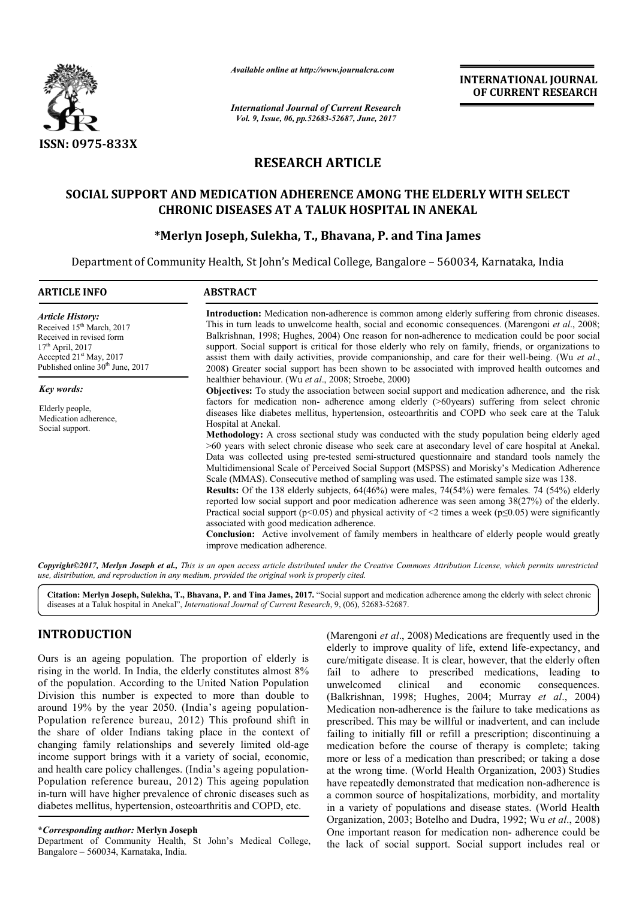ISSN: 0975-833X

*Available online at http://www.journalcra.com*

*International Journal of Current Research*
*Vol. 9, Issue, 06, pp.52683-52687, June, 2017*

**INTERNATIONAL JOURNAL OF CURRENT RESEARCH**

## RESEARCH ARTICLE

# SOCIAL SUPPORT AND MEDICATION ADHERENCE AMONG THE ELDERLY WITH SELECT CHRONIC DISEASES AT A TALUK HOSPITAL IN ANEKAL

**\*Merlyn Joseph, Sulekha, T., Bhavana, P. and Tina James**

Department of Community Health, St John's Medical College, Bangalore – 560034, Karnataka, India

### ARTICLE INFO

*Article History:*
Received 15th March, 2017
Received in revised form 17th April, 2017
Accepted 21st May, 2017
Published online 30th June, 2017

*Key words:*
Elderly people, Medication adherence, Social support.

### ABSTRACT

**Introduction:** Medication non-adherence is common among elderly suffering from chronic diseases. This in turn leads to unwelcome health, social and economic consequences. (Marengoni *et al*., 2008; Balkrishnan, 1998; Hughes, 2004) One reason for non-adherence to medication could be poor social support. Social support is critical for those elderly who rely on family, friends, or organizations to assist them with daily activities, provide companionship, and care for their well-being. (Wu *et al*., 2008) Greater social support has been shown to be associated with improved health outcomes and healthier behaviour. (Wu *et al*., 2008; Stroebe, 2000)

**Objectives:** To study the association between social support and medication adherence, and the risk factors for medication non- adherence among elderly (>60years) suffering from select chronic diseases like diabetes mellitus, hypertension, osteoarthritis and COPD who seek care at the Taluk Hospital at Anekal.

**Methodology:** A cross sectional study was conducted with the study population being elderly aged >60 years with select chronic disease who seek care at asecondary level of care hospital at Anekal. Data was collected using pre-tested semi-structured questionnaire and standard tools namely the Multidimensional Scale of Perceived Social Support (MSPSS) and Morisky's Medication Adherence Scale (MMAS). Consecutive method of sampling was used. The estimated sample size was 138.

**Results:** Of the 138 elderly subjects, 64(46%) were males, 74(54%) were females. 74 (54%) elderly reported low social support and poor medication adherence was seen among 38(27%) of the elderly. Practical social support ($p<0.05$) and physical activity of <2 times a week ($p\leq0.05$) were significantly associated with good medication adherence.

**Conclusion:** Active involvement of family members in healthcare of elderly people would greatly improve medication adherence.

***Copyright©2017, Merlyn Joseph et al.,*** *This is an open access article distributed under the Creative Commons Attribution License, which permits unrestricted use, distribution, and reproduction in any medium, provided the original work is properly cited.*

**Citation: Merlyn Joseph, Sulekha, T., Bhavana, P. and Tina James, 2017.** "Social support and medication adherence among the elderly with select chronic diseases at a Taluk hospital in Anekal", *International Journal of Current Research*, 9, (06), 52683-52687.

## INTRODUCTION

Ours is an ageing population. The proportion of elderly is rising in the world. In India, the elderly constitutes almost 8% of the population. According to the United Nation Population Division this number is expected to more than double to around 19% by the year 2050. (India's ageing population-Population reference bureau, 2012) This profound shift in the share of older Indians taking place in the context of changing family relationships and severely limited old-age income support brings with it a variety of social, economic, and health care policy challenges. (India's ageing population-Population reference bureau, 2012) This ageing population in-turn will have higher prevalence of chronic diseases such as diabetes mellitus, hypertension, osteoarthritis and COPD, etc. (Marengoni *et al*., 2008) Medications are frequently used in the elderly to improve quality of life, extend life-expectancy, and cure/mitigate disease. It is clear, however, that the elderly often fail to adhere to prescribed medications, leading to unwelcomed clinical and economic consequences. (Balkrishnan, 1998; Hughes, 2004; Murray *et al*., 2004) Medication non-adherence is the failure to take medications as prescribed. This may be willful or inadvertent, and can include failing to initially fill or refill a prescription; discontinuing a medication before the course of therapy is complete; taking more or less of a medication than prescribed; or taking a dose at the wrong time. (World Health Organization, 2003) Studies have repeatedly demonstrated that medication non-adherence is a common source of hospitalizations, morbidity, and mortality in a variety of populations and disease states. (World Health Organization, 2003; Botelho and Dudra, 1992; Wu *et al*., 2008) One important reason for medication non- adherence could be the lack of social support. Social support includes real or

***\*Corresponding author:*** **Merlyn Joseph**
Department of Community Health, St John's Medical College, Bangalore – 560034, Karnataka, India.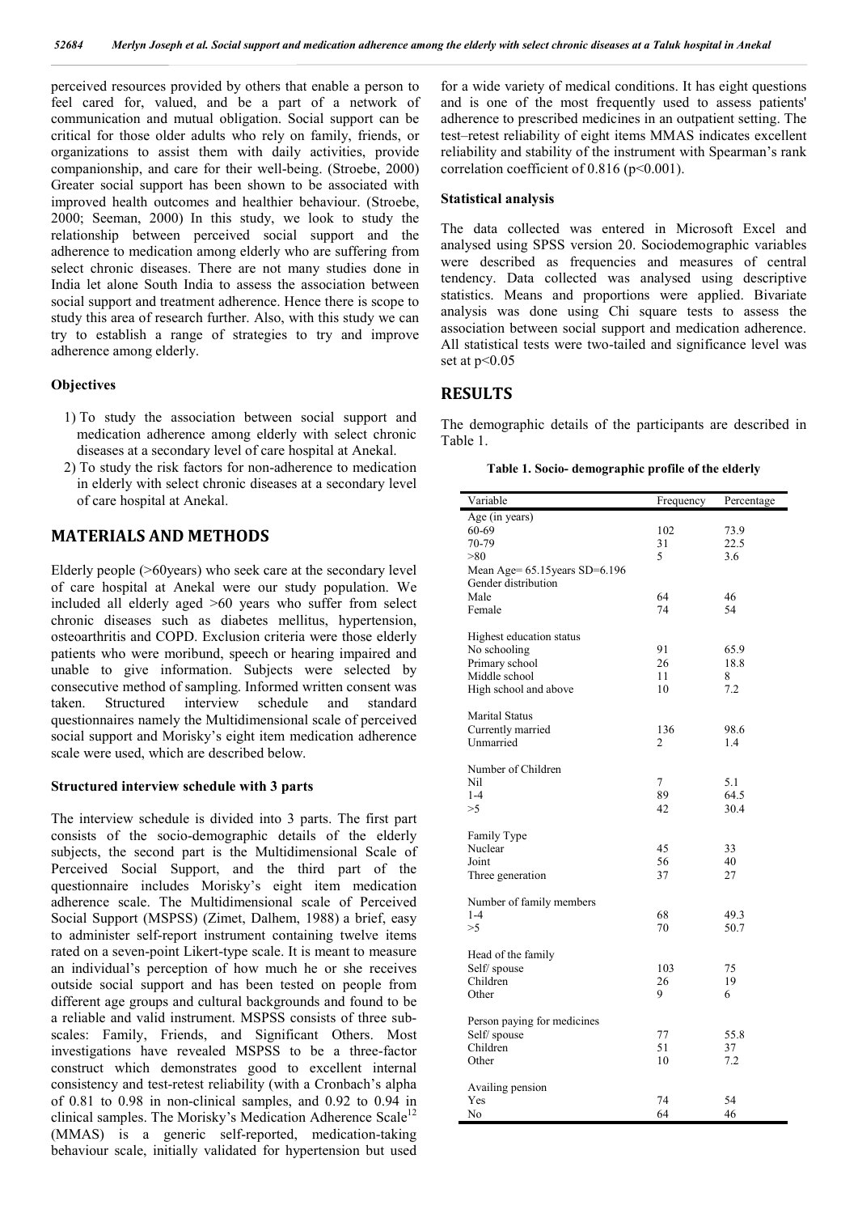perceived resources provided by others that enable a person to feel cared for, valued, and be a part of a network of communication and mutual obligation. Social support can be critical for those older adults who rely on family, friends, or organizations to assist them with daily activities, provide companionship, and care for their well-being. (Stroebe, 2000) Greater social support has been shown to be associated with improved health outcomes and healthier behaviour. (Stroebe, 2000; Seeman, 2000) In this study, we look to study the relationship between perceived social support and the adherence to medication among elderly who are suffering from select chronic diseases. There are not many studies done in India let alone South India to assess the association between social support and treatment adherence. Hence there is scope to study this area of research further. Also, with this study we can try to establish a range of strategies to try and improve adherence among elderly.

### Objectives

1) To study the association between social support and medication adherence among elderly with select chronic diseases at a secondary level of care hospital at Anekal.
2) To study the risk factors for non-adherence to medication in elderly with select chronic diseases at a secondary level of care hospital at Anekal.

## MATERIALS AND METHODS

Elderly people (>60years) who seek care at the secondary level of care hospital at Anekal were our study population. We included all elderly aged >60 years who suffer from select chronic diseases such as diabetes mellitus, hypertension, osteoarthritis and COPD. Exclusion criteria were those elderly patients who were moribund, speech or hearing impaired and unable to give information. Subjects were selected by consecutive method of sampling. Informed written consent was taken. Structured interview schedule and standard questionnaires namely the Multidimensional scale of perceived social support and Morisky's eight item medication adherence scale were used, which are described below.

### Structured interview schedule with 3 parts

The interview schedule is divided into 3 parts. The first part consists of the socio-demographic details of the elderly subjects, the second part is the Multidimensional Scale of Perceived Social Support, and the third part of the questionnaire includes Morisky's eight item medication adherence scale. The Multidimensional scale of Perceived Social Support (MSPSS) (Zimet, Dalhem, 1988) a brief, easy to administer self-report instrument containing twelve items rated on a seven-point Likert-type scale. It is meant to measure an individual's perception of how much he or she receives outside social support and has been tested on people from different age groups and cultural backgrounds and found to be a reliable and valid instrument. MSPSS consists of three sub-scales: Family, Friends, and Significant Others. Most investigations have revealed MSPSS to be a three-factor construct which demonstrates good to excellent internal consistency and test-retest reliability (with a Cronbach's alpha of 0.81 to 0.98 in non-clinical samples, and 0.92 to 0.94 in clinical samples. The Morisky's Medication Adherence Scale[12] (MMAS) is a generic self-reported, medication-taking behaviour scale, initially validated for hypertension but used for a wide variety of medical conditions. It has eight questions and is one of the most frequently used to assess patients' adherence to prescribed medicines in an outpatient setting. The test–retest reliability of eight items MMAS indicates excellent reliability and stability of the instrument with Spearman's rank correlation coefficient of 0.816 ($p<0.001$).

### Statistical analysis

The data collected was entered in Microsoft Excel and analysed using SPSS version 20. Sociodemographic variables were described as frequencies and measures of central tendency. Data collected was analysed using descriptive statistics. Means and proportions were applied. Bivariate analysis was done using Chi square tests to assess the association between social support and medication adherence. All statistical tests were two-tailed and significance level was set at $p<0.05$

## RESULTS

The demographic details of the participants are described in Table 1.

**Table 1. Socio- demographic profile of the elderly**

| Variable | Frequency | Percentage |
|---|---|---|
| Age (in years) | | |
| 60-69 | 102 | 73.9 |
| 70-79 | 31 | 22.5 |
| >80 | 5 | 3.6 |
| Mean Age= 65.15years SD=6.196 | | |
| Gender distribution | | |
| Male | 64 | 46 |
| Female | 74 | 54 |
| Highest education status | | |
| No schooling | 91 | 65.9 |
| Primary school | 26 | 18.8 |
| Middle school | 11 | 8 |
| High school and above | 10 | 7.2 |
| Marital Status | | |
| Currently married | 136 | 98.6 |
| Unmarried | 2 | 1.4 |
| Number of Children | | |
| Nil | 7 | 5.1 |
| 1-4 | 89 | 64.5 |
| >5 | 42 | 30.4 |
| Family Type | | |
| Nuclear | 45 | 33 |
| Joint | 56 | 40 |
| Three generation | 37 | 27 |
| Number of family members | | |
| 1-4 | 68 | 49.3 |
| >5 | 70 | 50.7 |
| Head of the family | | |
| Self/ spouse | 103 | 75 |
| Children | 26 | 19 |
| Other | 9 | 6 |
| Person paying for medicines | | |
| Self/ spouse | 77 | 55.8 |
| Children | 51 | 37 |
| Other | 10 | 7.2 |
| Availing pension | | |
| Yes | 74 | 54 |
| No | 64 | 46 |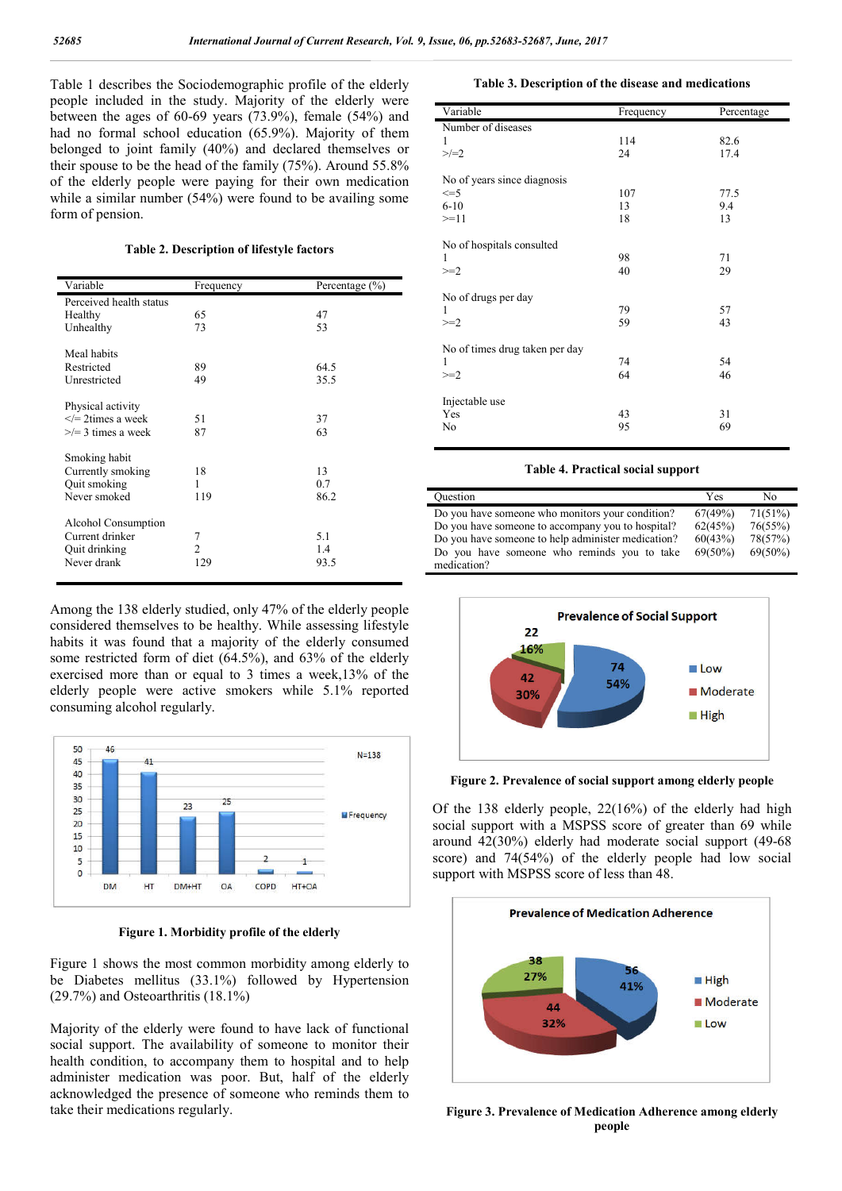Table 1 describes the Sociodemographic profile of the elderly people included in the study. Majority of the elderly were between the ages of 60-69 years (73.9%), female (54%) and had no formal school education (65.9%). Majority of them belonged to joint family (40%) and declared themselves or their spouse to be the head of the family (75%). Around 55.8% of the elderly people were paying for their own medication while a similar number (54%) were found to be availing some form of pension.

**Table 2. Description of lifestyle factors**

| Variable | Frequency | Percentage (%) |
|---|---|---|
| Perceived health status | | |
| Healthy | 65 | 47 |
| Unhealthy | 73 | 53 |
| Meal habits | | |
| Restricted | 89 | 64.5 |
| Unrestricted | 49 | 35.5 |
| Physical activity | | |
| </= 2times a week | 51 | 37 |
| >/= 3 times a week | 87 | 63 |
| Smoking habit | | |
| Currently smoking | 18 | 13 |
| Quit smoking | 1 | 0.7 |
| Never smoked | 119 | 86.2 |
| Alcohol Consumption | | |
| Current drinker | 7 | 5.1 |
| Quit drinking | 2 | 1.4 |
| Never drank | 129 | 93.5 |

Among the 138 elderly studied, only 47% of the elderly people considered themselves to be healthy. While assessing lifestyle habits it was found that a majority of the elderly consumed some restricted form of diet (64.5%), and 63% of the elderly exercised more than or equal to 3 times a week,13% of the elderly people were active smokers while 5.1% reported consuming alcohol regularly.

**Figure 1. Morbidity profile of the elderly**

Figure 1 shows the most common morbidity among elderly to be Diabetes mellitus (33.1%) followed by Hypertension (29.7%) and Osteoarthritis (18.1%)

Majority of the elderly were found to have lack of functional social support. The availability of someone to monitor their health condition, to accompany them to hospital and to help administer medication was poor. But, half of the elderly acknowledged the presence of someone who reminds them to take their medications regularly.

**Table 3. Description of the disease and medications**

| Variable | Frequency | Percentage |
|---|---|---|
| Number of diseases | | |
| 1 | 114 | 82.6 |
| >/=2 | 24 | 17.4 |
| No of years since diagnosis | | |
| <=5 | 107 | 77.5 |
| 6-10 | 13 | 9.4 |
| >=11 | 18 | 13 |
| No of hospitals consulted | | |
| 1 | 98 | 71 |
| >=2 | 40 | 29 |
| No of drugs per day | | |
| 1 | 79 | 57 |
| >=2 | 59 | 43 |
| No of times drug taken per day | | |
| 1 | 74 | 54 |
| >=2 | 64 | 46 |
| Injectable use | | |
| Yes | 43 | 31 |
| No | 95 | 69 |

**Table 4. Practical social support**

| Question | Yes | No |
|---|---|---|
| Do you have someone who monitors your condition? | 67(49%) | 71(51%) |
| Do you have someone to accompany you to hospital? | 62(45%) | 76(55%) |
| Do you have someone to help administer medication? | 60(43%) | 78(57%) |
| Do you have someone who reminds you to take medication? | 69(50%) | 69(50%) |

**Figure 2. Prevalence of social support among elderly people**

Of the 138 elderly people, 22(16%) of the elderly had high social support with a MSPSS score of greater than 69 while around 42(30%) elderly had moderate social support (49-68 score) and 74(54%) of the elderly people had low social support with MSPSS score of less than 48.

**Figure 3. Prevalence of Medication Adherence among elderly people**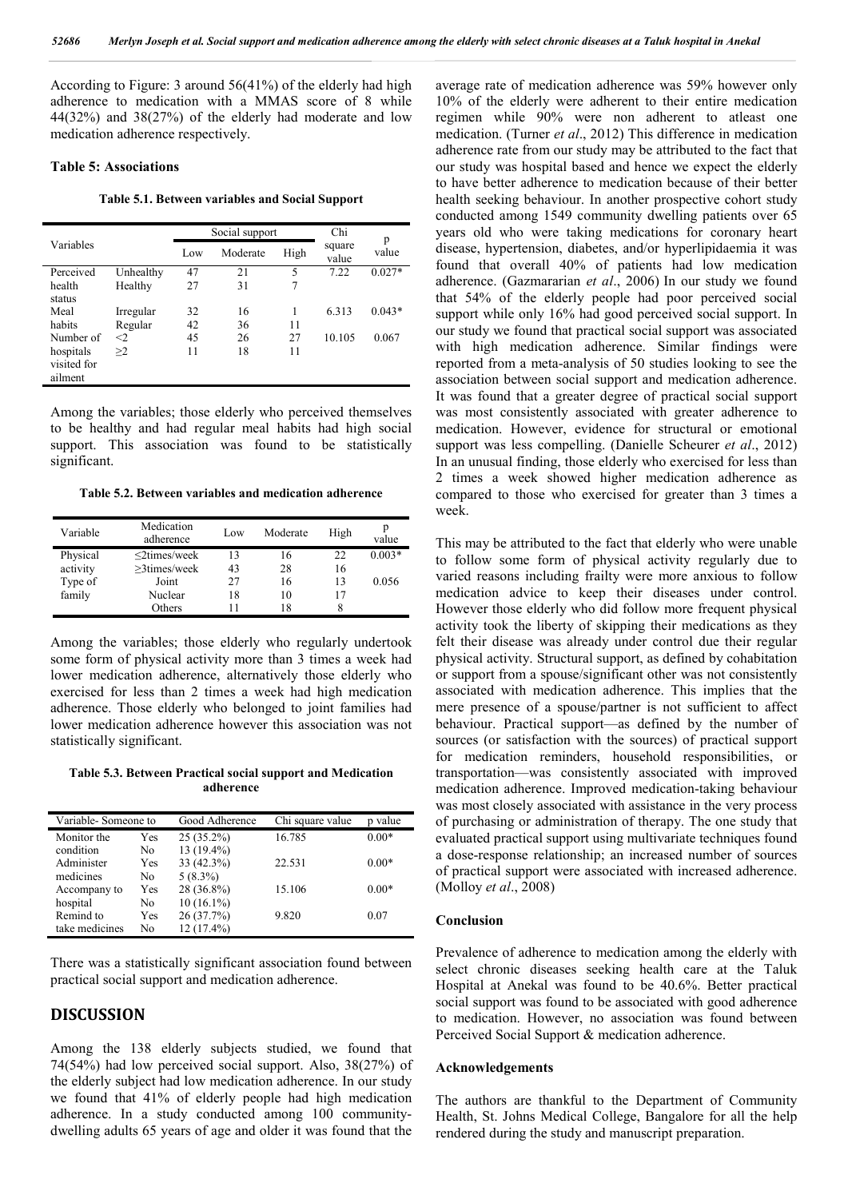According to Figure: 3 around 56(41%) of the elderly had high adherence to medication with a MMAS score of 8 while 44(32%) and 38(27%) of the elderly had moderate and low medication adherence respectively.

**Table 5: Associations**

**Table 5.1. Between variables and Social Support**

| Variables | | Social support | | | Chi square value | p value |
|---|---|---|---|---|---|---|
| | | Low | Moderate | High | | |
| Perceived health status | Unhealthy | 47 | 21 | 5 | 7.22 | 0.027* |
| | Healthy | 27 | 31 | 7 | | |
| Meal habits | Irregular | 32 | 16 | 1 | 6.313 | 0.043* |
| | Regular | 42 | 36 | 11 | | |
| Number of hospitals visited for ailment | <2 | 45 | 26 | 27 | 10.105 | 0.067 |
| | ≥2 | 11 | 18 | 11 | | |

Among the variables; those elderly who perceived themselves to be healthy and had regular meal habits had high social support. This association was found to be statistically significant.

**Table 5.2. Between variables and medication adherence**

| Variable | Medication adherence | Low | Moderate | High | p value |
|---|---|---|---|---|---|
| Physical activity | ≤2times/week | 13 | 16 | 22 | 0.003* |
| | ≥3times/week | 43 | 28 | 16 | |
| Type of family | Joint | 27 | 16 | 13 | 0.056 |
| | Nuclear | 18 | 10 | 17 | |
| | Others | 11 | 18 | 8 | |

Among the variables; those elderly who regularly undertook some form of physical activity more than 3 times a week had lower medication adherence, alternatively those elderly who exercised for less than 2 times a week had high medication adherence. Those elderly who belonged to joint families had lower medication adherence however this association was not statistically significant.

**Table 5.3. Between Practical social support and Medication adherence**

| Variable- Someone to | | Good Adherence | Chi square value | p value |
|---|---|---|---|---|
| Monitor the condition | Yes | 25 (35.2%) | 16.785 | 0.00* |
| | No | 13 (19.4%) | | |
| Administer medicines | Yes | 33 (42.3%) | 22.531 | 0.00* |
| | No | 5 (8.3%) | | |
| Accompany to hospital | Yes | 28 (36.8%) | 15.106 | 0.00* |
| | No | 10 (16.1%) | | |
| Remind to take medicines | Yes | 26 (37.7%) | 9.820 | 0.07 |
| | No | 12 (17.4%) | | |

There was a statistically significant association found between practical social support and medication adherence.

## DISCUSSION

Among the 138 elderly subjects studied, we found that 74(54%) had low perceived social support. Also, 38(27%) of the elderly subject had low medication adherence. In our study we found that 41% of elderly people had high medication adherence. In a study conducted among 100 community-dwelling adults 65 years of age and older it was found that the average rate of medication adherence was 59% however only 10% of the elderly were adherent to their entire medication regimen while 90% were non adherent to atleast one medication. (Turner *et al*., 2012) This difference in medication adherence rate from our study may be attributed to the fact that our study was hospital based and hence we expect the elderly to have better adherence to medication because of their better health seeking behaviour. In another prospective cohort study conducted among 1549 community dwelling patients over 65 years old who were taking medications for coronary heart disease, hypertension, diabetes, and/or hyperlipidaemia it was found that overall 40% of patients had low medication adherence. (Gazmararian *et al*., 2006) In our study we found that 54% of the elderly people had poor perceived social support while only 16% had good perceived social support. In our study we found that practical social support was associated with high medication adherence. Similar findings were reported from a meta-analysis of 50 studies looking to see the association between social support and medication adherence. It was found that a greater degree of practical social support was most consistently associated with greater adherence to medication. However, evidence for structural or emotional support was less compelling. (Danielle Scheurer *et al*., 2012) In an unusual finding, those elderly who exercised for less than 2 times a week showed higher medication adherence as compared to those who exercised for greater than 3 times a week.

This may be attributed to the fact that elderly who were unable to follow some form of physical activity regularly due to varied reasons including frailty were more anxious to follow medication advice to keep their diseases under control. However those elderly who did follow more frequent physical activity took the liberty of skipping their medications as they felt their disease was already under control due their regular physical activity. Structural support, as defined by cohabitation or support from a spouse/significant other was not consistently associated with medication adherence. This implies that the mere presence of a spouse/partner is not sufficient to affect behaviour. Practical support—as defined by the number of sources (or satisfaction with the sources) of practical support for medication reminders, household responsibilities, or transportation—was consistently associated with improved medication adherence. Improved medication-taking behaviour was most closely associated with assistance in the very process of purchasing or administration of therapy. The one study that evaluated practical support using multivariate techniques found a dose-response relationship; an increased number of sources of practical support were associated with increased adherence. (Molloy *et al*., 2008)

### Conclusion

Prevalence of adherence to medication among the elderly with select chronic diseases seeking health care at the Taluk Hospital at Anekal was found to be 40.6%. Better practical social support was found to be associated with good adherence to medication. However, no association was found between Perceived Social Support & medication adherence.

### Acknowledgements

The authors are thankful to the Department of Community Health, St. Johns Medical College, Bangalore for all the help rendered during the study and manuscript preparation.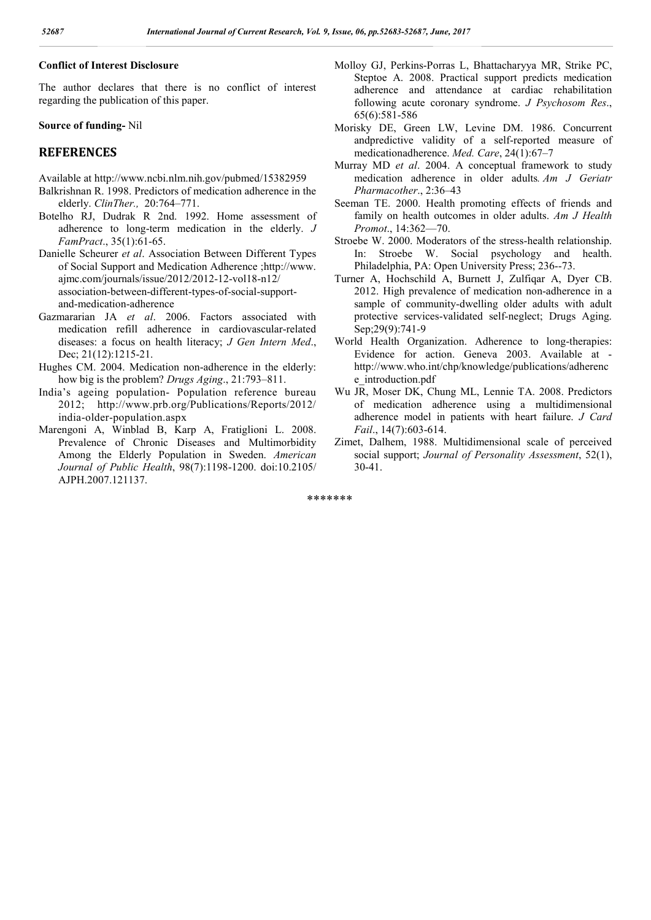**Conflict of Interest Disclosure**

The author declares that there is no conflict of interest regarding the publication of this paper.

**Source of funding-** Nil

## REFERENCES

Available at http://www.ncbi.nlm.nih.gov/pubmed/15382959

Balkrishnan R. 1998. Predictors of medication adherence in the elderly. *ClinTher.,* 20:764–771.

Botelho RJ, Dudrak R 2nd. 1992. Home assessment of adherence to long-term medication in the elderly. *J FamPract*., 35(1):61-65.

Danielle Scheurer *et al*. Association Between Different Types of Social Support and Medication Adherence ;http://www.ajmc.com/journals/issue/2012/2012-12-vol18-n12/association-between-different-types-of-social-support-and-medication-adherence

Gazmararian JA *et al*. 2006. Factors associated with medication refill adherence in cardiovascular-related diseases: a focus on health literacy; *J Gen Intern Med*., Dec; 21(12):1215-21.

Hughes CM. 2004. Medication non-adherence in the elderly: how big is the problem? *Drugs Aging*., 21:793–811.

India's ageing population- Population reference bureau 2012; http://www.prb.org/Publications/Reports/2012/india-older-population.aspx

Marengoni A, Winblad B, Karp A, Fratiglioni L. 2008. Prevalence of Chronic Diseases and Multimorbidity Among the Elderly Population in Sweden. *American Journal of Public Health*, 98(7):1198-1200. doi:10.2105/AJPH.2007.121137.

Molloy GJ, Perkins-Porras L, Bhattacharyya MR, Strike PC, Steptoe A. 2008. Practical support predicts medication adherence and attendance at cardiac rehabilitation following acute coronary syndrome. *J Psychosom Res*., 65(6):581-586

Morisky DE, Green LW, Levine DM. 1986. Concurrent andpredictive validity of a self-reported measure of medicationadherence. *Med. Care*, 24(1):67–7

Murray MD *et al*. 2004. A conceptual framework to study medication adherence in older adults*. Am J Geriatr Pharmacother*., 2:36–43

Seeman TE. 2000. Health promoting effects of friends and family on health outcomes in older adults. *Am J Health Promot*., 14:362—70.

Stroebe W. 2000. Moderators of the stress-health relationship. In: Stroebe W. Social psychology and health. Philadelphia, PA: Open University Press; 236--73.

Turner A, Hochschild A, Burnett J, Zulfiqar A, Dyer CB. 2012. High prevalence of medication non-adherence in a sample of community-dwelling older adults with adult protective services-validated self-neglect; Drugs Aging. Sep;29(9):741-9

World Health Organization. Adherence to long-therapies: Evidence for action. Geneva 2003. Available at - http://www.who.int/chp/knowledge/publications/adherence_introduction.pdf

Wu JR, Moser DK, Chung ML, Lennie TA. 2008. Predictors of medication adherence using a multidimensional adherence model in patients with heart failure. *J Card Fail*., 14(7):603-614.

Zimet, Dalhem, 1988. Multidimensional scale of perceived social support; *Journal of Personality Assessment*, 52(1), 30-41.

*******